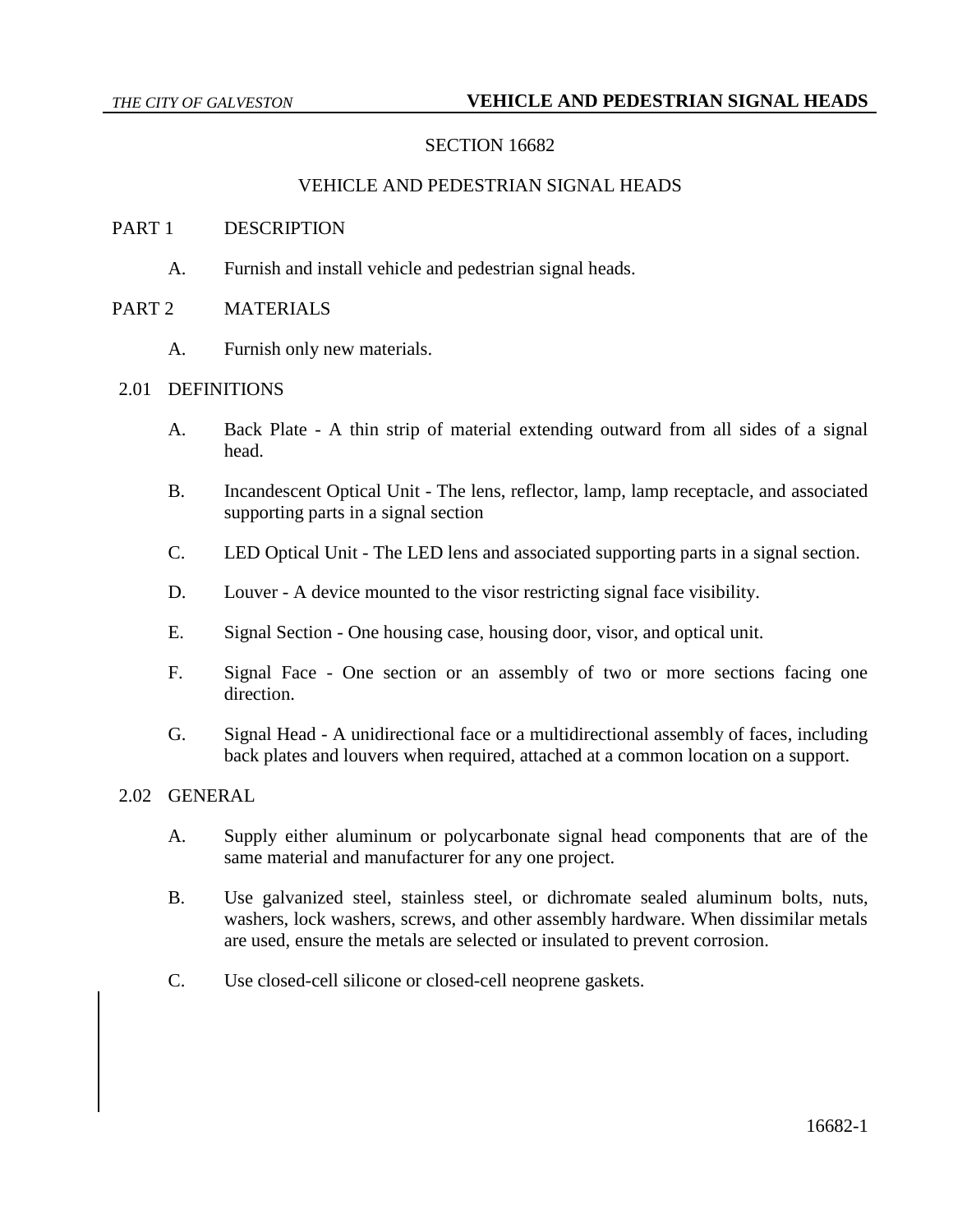# SECTION 16682

## VEHICLE AND PEDESTRIAN SIGNAL HEADS

## PART 1 DESCRIPTION

A. Furnish and install vehicle and pedestrian signal heads.

## PART 2 MATERIALS

A. Furnish only new materials.

### 2.01 DEFINITIONS

A. Back Plate - A thin strip of material extending outward from all sides of a signal head.

B. Incandescent Optical Unit - The lens, reflector, lamp, lamp receptacle, and associated supporting parts in a signal section

C. LED Optical Unit - The LED lens and associated supporting parts in a signal section.

D. Louver - A device mounted to the visor restricting signal face visibility.

E. Signal Section - One housing case, housing door, visor, and optical unit.

F. Signal Face - One section or an assembly of two or more sections facing one direction.

G. Signal Head - A unidirectional face or a multidirectional assembly of faces, including back plates and louvers when required, attached at a common location on a support.

### 2.02 GENERAL

A. Supply either aluminum or polycarbonate signal head components that are of the same material and manufacturer for any one project.

B. Use galvanized steel, stainless steel, or dichromate sealed aluminum bolts, nuts, washers, lock washers, screws, and other assembly hardware. When dissimilar metals are used, ensure the metals are selected or insulated to prevent corrosion.

C. Use closed-cell silicone or closed-cell neoprene gaskets.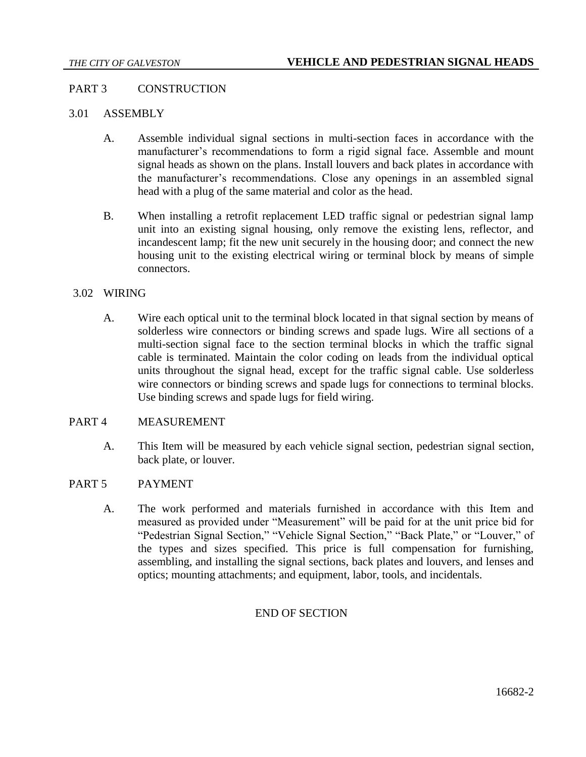## PART 3 CONSTRUCTION

### 3.01 ASSEMBLY

A. Assemble individual signal sections in multi-section faces in accordance with the manufacturer's recommendations to form a rigid signal face. Assemble and mount signal heads as shown on the plans. Install louvers and back plates in accordance with the manufacturer's recommendations. Close any openings in an assembled signal head with a plug of the same material and color as the head.

B. When installing a retrofit replacement LED traffic signal or pedestrian signal lamp unit into an existing signal housing, only remove the existing lens, reflector, and incandescent lamp; fit the new unit securely in the housing door; and connect the new housing unit to the existing electrical wiring or terminal block by means of simple connectors.

### 3.02 WIRING

A. Wire each optical unit to the terminal block located in that signal section by means of solderless wire connectors or binding screws and spade lugs. Wire all sections of a multi-section signal face to the section terminal blocks in which the traffic signal cable is terminated. Maintain the color coding on leads from the individual optical units throughout the signal head, except for the traffic signal cable. Use solderless wire connectors or binding screws and spade lugs for connections to terminal blocks. Use binding screws and spade lugs for field wiring.

## PART 4 MEASUREMENT

A. This Item will be measured by each vehicle signal section, pedestrian signal section, back plate, or louver.

## PART 5 PAYMENT

A. The work performed and materials furnished in accordance with this Item and measured as provided under "Measurement" will be paid for at the unit price bid for "Pedestrian Signal Section," "Vehicle Signal Section," "Back Plate," or "Louver," of the types and sizes specified. This price is full compensation for furnishing, assembling, and installing the signal sections, back plates and louvers, and lenses and optics; mounting attachments; and equipment, labor, tools, and incidentals.

END OF SECTION